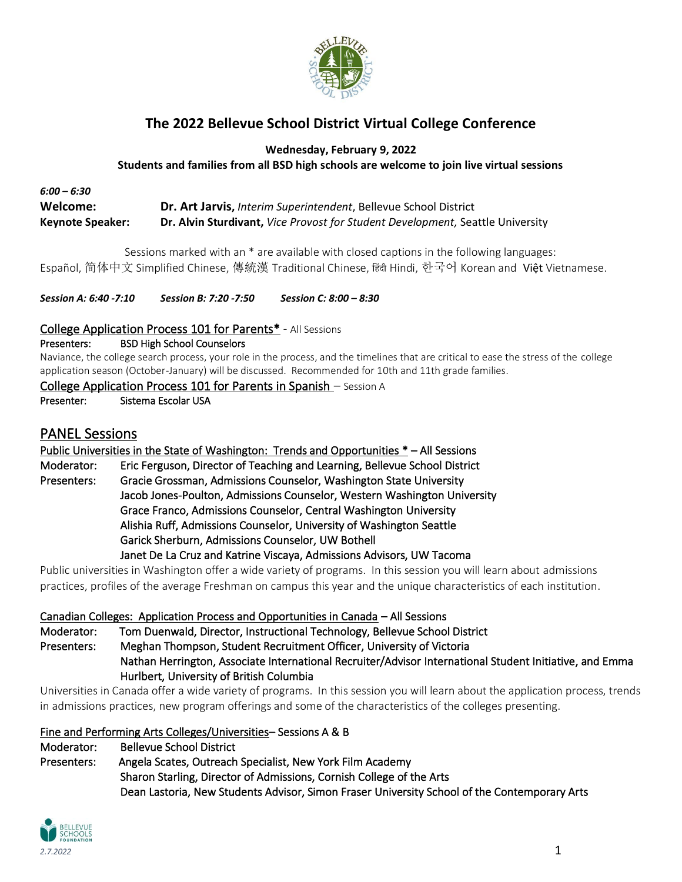# The 2022 Bellevue School District Virtual College Conference

**Wednesday, February 9, 2022**

**Students and families from all BSD high schools are welcome to join live virtual sessions**

***6:00 – 6:30***

**Welcome:** **Dr. Art Jarvis,** *Interim Superintendent*, Bellevue School District

**Keynote Speaker:** **Dr. Alvin Sturdivant,** *Vice Provost for Student Development,* Seattle University

Sessions marked with an * are available with closed captions in the following languages: Español, 简体中文 Simplified Chinese, 傳統漢 Traditional Chinese, हिंदी Hindi, 한국어 Korean and Việt Vietnamese.

***Session A: 6:40 -7:10*** ***Session B: 7:20 -7:50*** ***Session C: 8:00 – 8:30***

College Application Process 101 for Parents* - All Sessions

Presenters: BSD High School Counselors

Naviance, the college search process, your role in the process, and the timelines that are critical to ease the stress of the college application season (October-January) will be discussed. Recommended for 10th and 11th grade families.

College Application Process 101 for Parents in Spanish – Session A

Presenter: Sistema Escolar USA

## PANEL Sessions

Public Universities in the State of Washington: Trends and Opportunities * – All Sessions

Moderator: Eric Ferguson, Director of Teaching and Learning, Bellevue School District

Presenters: Gracie Grossman, Admissions Counselor, Washington State University
Jacob Jones-Poulton, Admissions Counselor, Western Washington University
Grace Franco, Admissions Counselor, Central Washington University
Alishia Ruff, Admissions Counselor, University of Washington Seattle
Garick Sherburn, Admissions Counselor, UW Bothell
Janet De La Cruz and Katrine Viscaya, Admissions Advisors, UW Tacoma

Public universities in Washington offer a wide variety of programs. In this session you will learn about admissions practices, profiles of the average Freshman on campus this year and the unique characteristics of each institution.

Canadian Colleges: Application Process and Opportunities in Canada – All Sessions

Moderator: Tom Duenwald, Director, Instructional Technology, Bellevue School District

Presenters: Meghan Thompson, Student Recruitment Officer, University of Victoria
Nathan Herrington, Associate International Recruiter/Advisor International Student Initiative, and Emma Hurlbert, University of British Columbia

Universities in Canada offer a wide variety of programs. In this session you will learn about the application process, trends in admissions practices, new program offerings and some of the characteristics of the colleges presenting.

Fine and Performing Arts Colleges/Universities– Sessions A & B

Moderator: Bellevue School District

Presenters: Angela Scates, Outreach Specialist, New York Film Academy
Sharon Starling, Director of Admissions, Cornish College of the Arts
Dean Lastoria, New Students Advisor, Simon Fraser University School of the Contemporary Arts

*2.7.2022*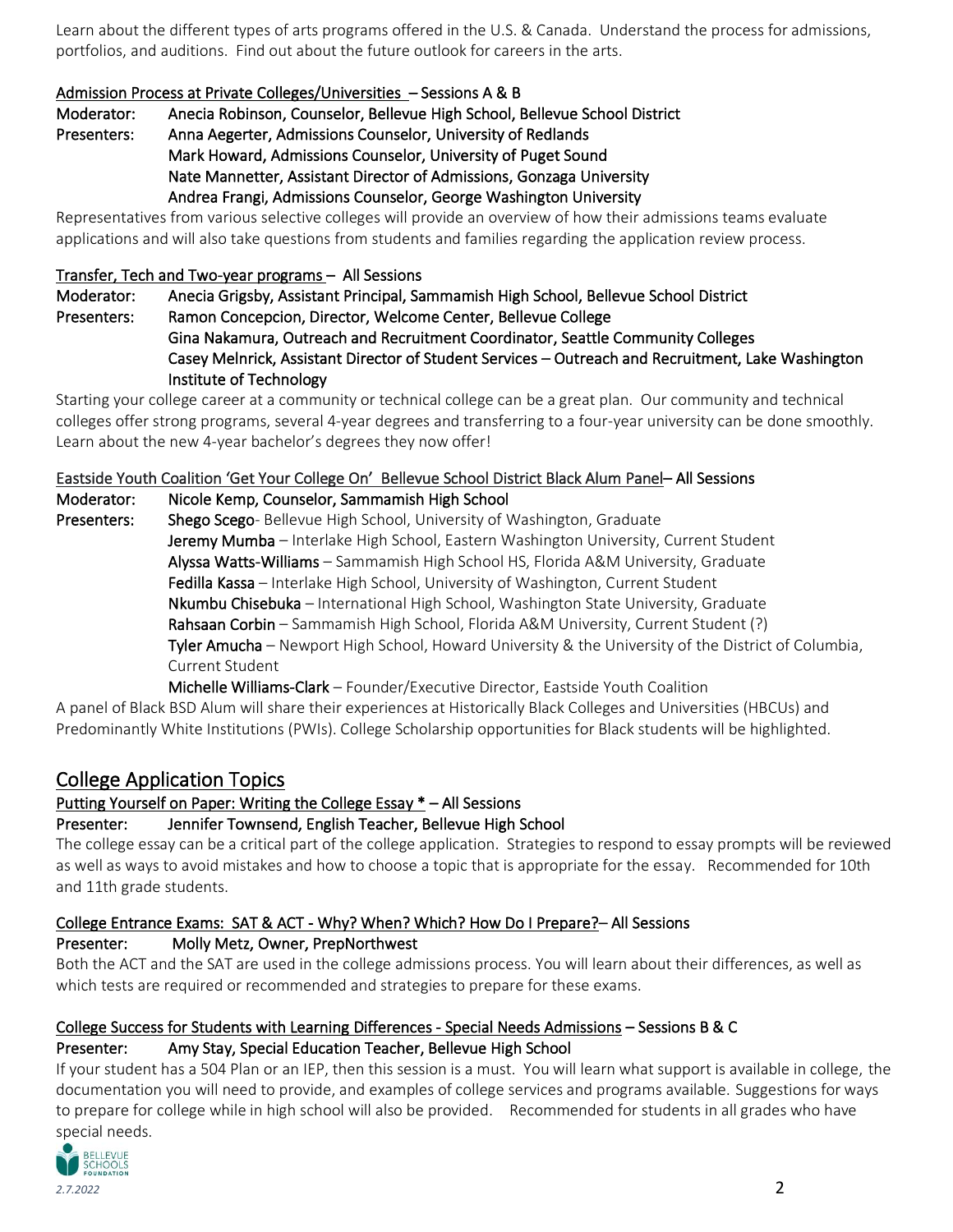Learn about the different types of arts programs offered in the U.S. & Canada. Understand the process for admissions, portfolios, and auditions. Find out about the future outlook for careers in the arts.

**Admission Process at Private Colleges/Universities – Sessions A & B**

**Moderator:** Anecia Robinson, Counselor, Bellevue High School, Bellevue School District

**Presenters:** Anna Aegerter, Admissions Counselor, University of Redlands
Mark Howard, Admissions Counselor, University of Puget Sound
Nate Mannetter, Assistant Director of Admissions, Gonzaga University
Andrea Frangi, Admissions Counselor, George Washington University

Representatives from various selective colleges will provide an overview of how their admissions teams evaluate applications and will also take questions from students and families regarding the application review process.

**Transfer, Tech and Two-year programs – All Sessions**

**Moderator:** Anecia Grigsby, Assistant Principal, Sammamish High School, Bellevue School District

**Presenters:** Ramon Concepcion, Director, Welcome Center, Bellevue College
Gina Nakamura, Outreach and Recruitment Coordinator, Seattle Community Colleges
Casey Melnrick, Assistant Director of Student Services – Outreach and Recruitment, Lake Washington Institute of Technology

Starting your college career at a community or technical college can be a great plan. Our community and technical colleges offer strong programs, several 4-year degrees and transferring to a four-year university can be done smoothly. Learn about the new 4-year bachelor's degrees they now offer!

**Eastside Youth Coalition 'Get Your College On' Bellevue School District Black Alum Panel– All Sessions**

**Moderator:** Nicole Kemp, Counselor, Sammamish High School

**Presenters:** **Shego Scego**- Bellevue High School, University of Washington, Graduate
**Jeremy Mumba** – Interlake High School, Eastern Washington University, Current Student
**Alyssa Watts-Williams** – Sammamish High School HS, Florida A&M University, Graduate
**Fedilla Kassa** – Interlake High School, University of Washington, Current Student
**Nkumbu Chisebuka** – International High School, Washington State University, Graduate
**Rahsaan Corbin** – Sammamish High School, Florida A&M University, Current Student (?)
**Tyler Amucha** – Newport High School, Howard University & the University of the District of Columbia, Current Student
**Michelle Williams-Clark** – Founder/Executive Director, Eastside Youth Coalition

A panel of Black BSD Alum will share their experiences at Historically Black Colleges and Universities (HBCUs) and Predominantly White Institutions (PWIs). College Scholarship opportunities for Black students will be highlighted.

## College Application Topics

**Putting Yourself on Paper: Writing the College Essay * – All Sessions**

**Presenter:** Jennifer Townsend, English Teacher, Bellevue High School

The college essay can be a critical part of the college application. Strategies to respond to essay prompts will be reviewed as well as ways to avoid mistakes and how to choose a topic that is appropriate for the essay. Recommended for 10th and 11th grade students.

**College Entrance Exams: SAT & ACT - Why? When? Which? How Do I Prepare?– All Sessions**

**Presenter:** Molly Metz, Owner, PrepNorthwest

Both the ACT and the SAT are used in the college admissions process. You will learn about their differences, as well as which tests are required or recommended and strategies to prepare for these exams.

**College Success for Students with Learning Differences - Special Needs Admissions – Sessions B & C**

**Presenter:** Amy Stay, Special Education Teacher, Bellevue High School

If your student has a 504 Plan or an IEP, then this session is a must. You will learn what support is available in college, the documentation you will need to provide, and examples of college services and programs available. Suggestions for ways to prepare for college while in high school will also be provided. Recommended for students in all grades who have special needs.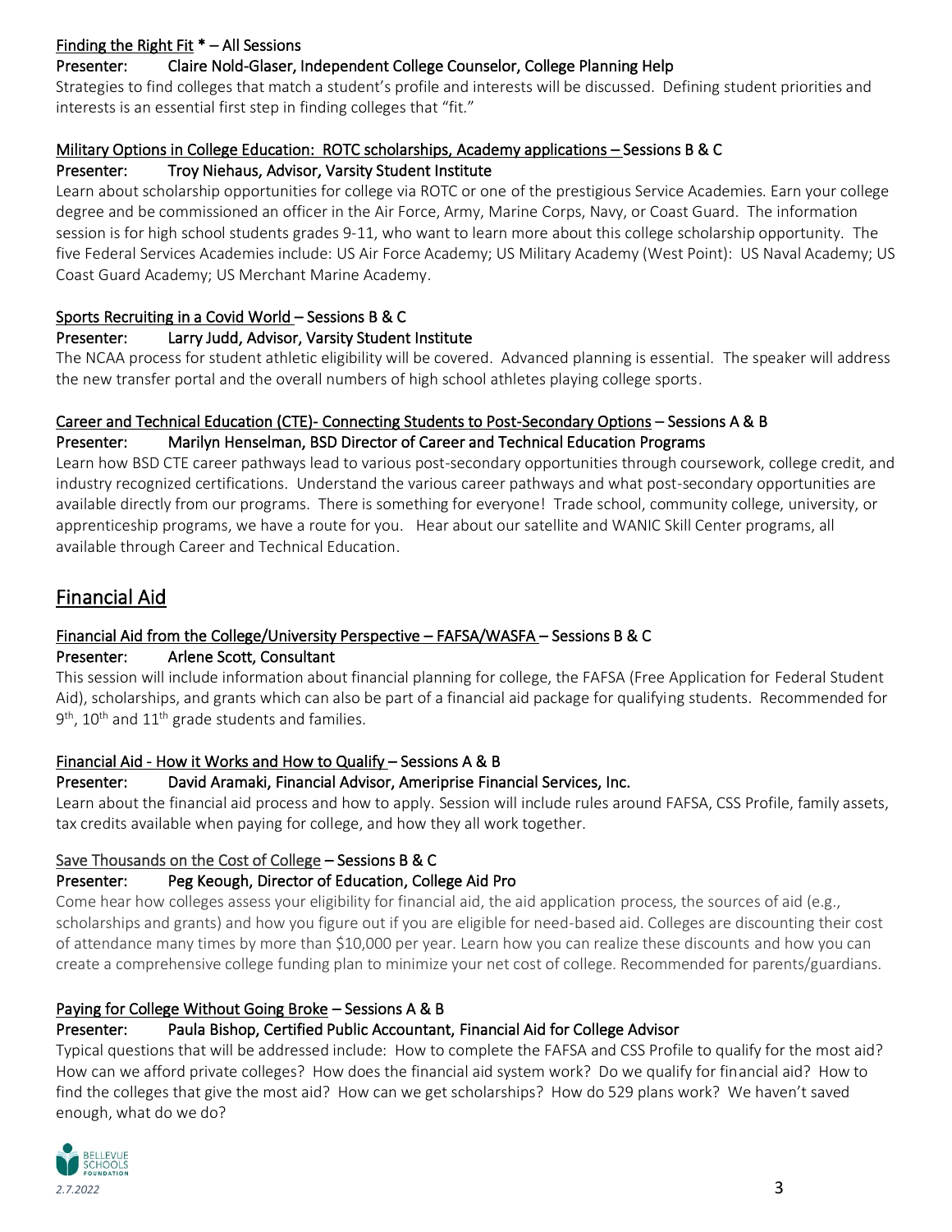Finding the Right Fit * – All Sessions

**Presenter: Claire Nold-Glaser, Independent College Counselor, College Planning Help**

Strategies to find colleges that match a student's profile and interests will be discussed. Defining student priorities and interests is an essential first step in finding colleges that "fit."

Military Options in College Education: ROTC scholarships, Academy applications – Sessions B & C

**Presenter: Troy Niehaus, Advisor, Varsity Student Institute**

Learn about scholarship opportunities for college via ROTC or one of the prestigious Service Academies. Earn your college degree and be commissioned an officer in the Air Force, Army, Marine Corps, Navy, or Coast Guard. The information session is for high school students grades 9-11, who want to learn more about this college scholarship opportunity. The five Federal Services Academies include: US Air Force Academy; US Military Academy (West Point): US Naval Academy; US Coast Guard Academy; US Merchant Marine Academy.

Sports Recruiting in a Covid World – Sessions B & C

**Presenter: Larry Judd, Advisor, Varsity Student Institute**

The NCAA process for student athletic eligibility will be covered. Advanced planning is essential. The speaker will address the new transfer portal and the overall numbers of high school athletes playing college sports.

Career and Technical Education (CTE)- Connecting Students to Post-Secondary Options – Sessions A & B

**Presenter: Marilyn Henselman, BSD Director of Career and Technical Education Programs**

Learn how BSD CTE career pathways lead to various post-secondary opportunities through coursework, college credit, and industry recognized certifications. Understand the various career pathways and what post-secondary opportunities are available directly from our programs. There is something for everyone! Trade school, community college, university, or apprenticeship programs, we have a route for you. Hear about our satellite and WANIC Skill Center programs, all available through Career and Technical Education.

## Financial Aid

Financial Aid from the College/University Perspective – FAFSA/WASFA – Sessions B & C

**Presenter: Arlene Scott, Consultant**

This session will include information about financial planning for college, the FAFSA (Free Application for Federal Student Aid), scholarships, and grants which can also be part of a financial aid package for qualifying students. Recommended for 9th, 10th and 11th grade students and families.

Financial Aid - How it Works and How to Qualify – Sessions A & B

**Presenter: David Aramaki, Financial Advisor, Ameriprise Financial Services, Inc.**

Learn about the financial aid process and how to apply. Session will include rules around FAFSA, CSS Profile, family assets, tax credits available when paying for college, and how they all work together.

Save Thousands on the Cost of College – Sessions B & C

**Presenter: Peg Keough, Director of Education, College Aid Pro**

Come hear how colleges assess your eligibility for financial aid, the aid application process, the sources of aid (e.g., scholarships and grants) and how you figure out if you are eligible for need-based aid. Colleges are discounting their cost of attendance many times by more than $10,000 per year. Learn how you can realize these discounts and how you can create a comprehensive college funding plan to minimize your net cost of college. Recommended for parents/guardians.

Paying for College Without Going Broke – Sessions A & B

**Presenter: Paula Bishop, Certified Public Accountant, Financial Aid for College Advisor**

Typical questions that will be addressed include: How to complete the FAFSA and CSS Profile to qualify for the most aid? How can we afford private colleges? How does the financial aid system work? Do we qualify for financial aid? How to find the colleges that give the most aid? How can we get scholarships? How do 529 plans work? We haven't saved enough, what do we do?